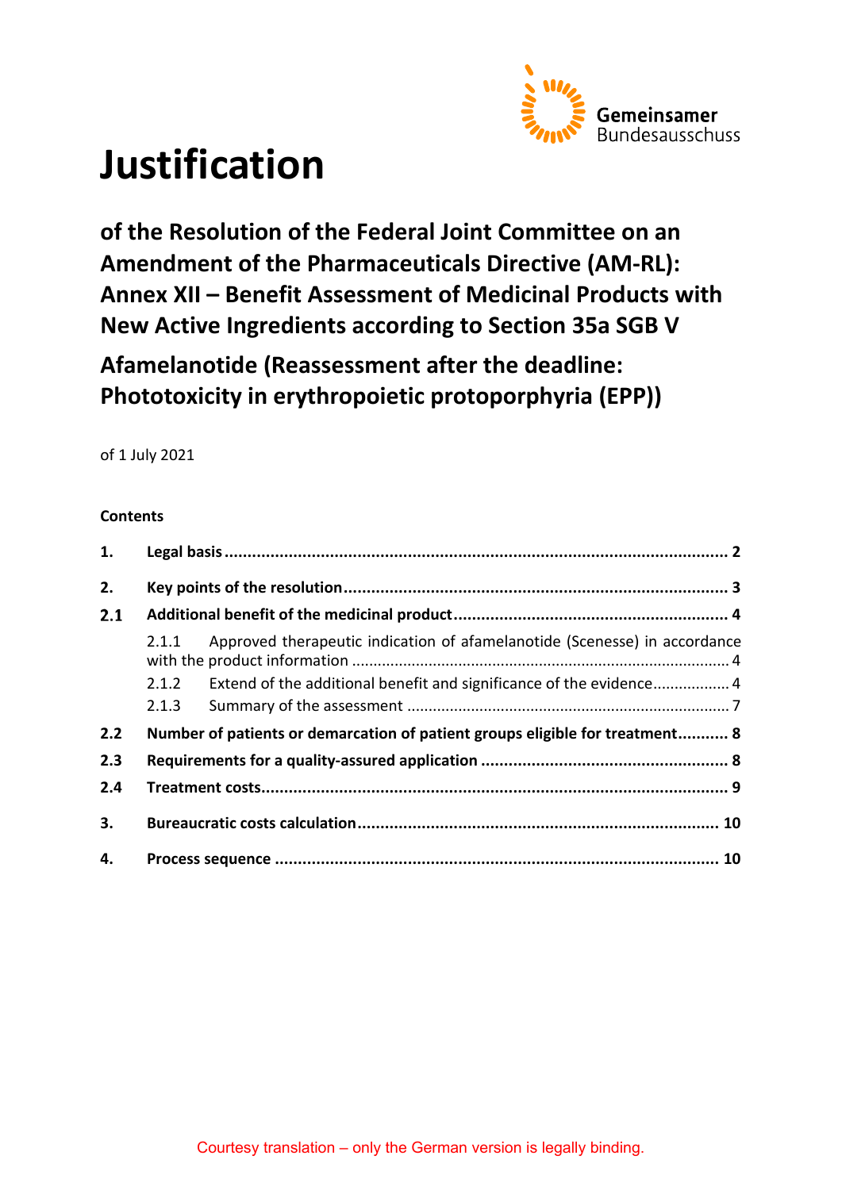Gemeinsamer Bundesausschuss

# Justification

## of the Resolution of the Federal Joint Committee on an Amendment of the Pharmaceuticals Directive (AM-RL): Annex XII – Benefit Assessment of Medicinal Products with New Active Ingredients according to Section 35a SGB V

## Afamelanotide (Reassessment after the deadline: Phototoxicity in erythropoietic protoporphyria (EPP))

of 1 July 2021

**Contents**

**1. Legal basis** .......... 2

**2. Key points of the resolution** .......... 3

**2.1 Additional benefit of the medicinal product** .......... 4

2.1.1 Approved therapeutic indication of afamelanotide (Scenesse) in accordance with the product information .......... 4

2.1.2 Extend of the additional benefit and significance of the evidence .......... 4

2.1.3 Summary of the assessment .......... 7

**2.2 Number of patients or demarcation of patient groups eligible for treatment** .......... 8

**2.3 Requirements for a quality-assured application** .......... 8

**2.4 Treatment costs** .......... 9

**3. Bureaucratic costs calculation** .......... 10

**4. Process sequence** .......... 10

Courtesy translation – only the German version is legally binding.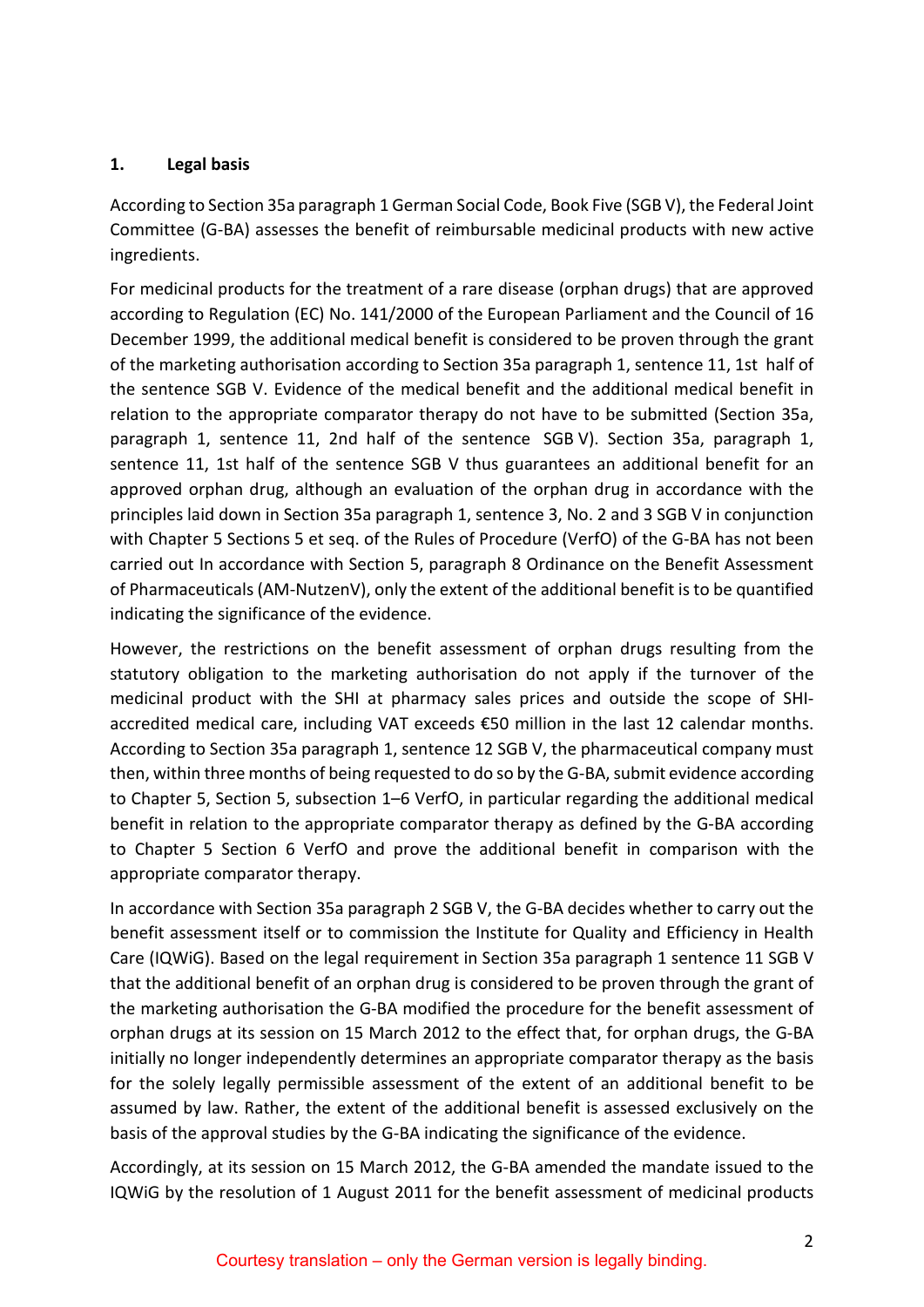## 1. Legal basis

According to Section 35a paragraph 1 German Social Code, Book Five (SGB V), the Federal Joint Committee (G-BA) assesses the benefit of reimbursable medicinal products with new active ingredients.

For medicinal products for the treatment of a rare disease (orphan drugs) that are approved according to Regulation (EC) No. 141/2000 of the European Parliament and the Council of 16 December 1999, the additional medical benefit is considered to be proven through the grant of the marketing authorisation according to Section 35a paragraph 1, sentence 11, 1st half of the sentence SGB V. Evidence of the medical benefit and the additional medical benefit in relation to the appropriate comparator therapy do not have to be submitted (Section 35a, paragraph 1, sentence 11, 2nd half of the sentence SGB V). Section 35a, paragraph 1, sentence 11, 1st half of the sentence SGB V thus guarantees an additional benefit for an approved orphan drug, although an evaluation of the orphan drug in accordance with the principles laid down in Section 35a paragraph 1, sentence 3, No. 2 and 3 SGB V in conjunction with Chapter 5 Sections 5 et seq. of the Rules of Procedure (VerfO) of the G-BA has not been carried out In accordance with Section 5, paragraph 8 Ordinance on the Benefit Assessment of Pharmaceuticals (AM-NutzenV), only the extent of the additional benefit is to be quantified indicating the significance of the evidence.

However, the restrictions on the benefit assessment of orphan drugs resulting from the statutory obligation to the marketing authorisation do not apply if the turnover of the medicinal product with the SHI at pharmacy sales prices and outside the scope of SHI-accredited medical care, including VAT exceeds €50 million in the last 12 calendar months. According to Section 35a paragraph 1, sentence 12 SGB V, the pharmaceutical company must then, within three months of being requested to do so by the G-BA, submit evidence according to Chapter 5, Section 5, subsection 1–6 VerfO, in particular regarding the additional medical benefit in relation to the appropriate comparator therapy as defined by the G-BA according to Chapter 5 Section 6 VerfO and prove the additional benefit in comparison with the appropriate comparator therapy.

In accordance with Section 35a paragraph 2 SGB V, the G-BA decides whether to carry out the benefit assessment itself or to commission the Institute for Quality and Efficiency in Health Care (IQWiG). Based on the legal requirement in Section 35a paragraph 1 sentence 11 SGB V that the additional benefit of an orphan drug is considered to be proven through the grant of the marketing authorisation the G-BA modified the procedure for the benefit assessment of orphan drugs at its session on 15 March 2012 to the effect that, for orphan drugs, the G-BA initially no longer independently determines an appropriate comparator therapy as the basis for the solely legally permissible assessment of the extent of an additional benefit to be assumed by law. Rather, the extent of the additional benefit is assessed exclusively on the basis of the approval studies by the G-BA indicating the significance of the evidence.

Accordingly, at its session on 15 March 2012, the G-BA amended the mandate issued to the IQWiG by the resolution of 1 August 2011 for the benefit assessment of medicinal products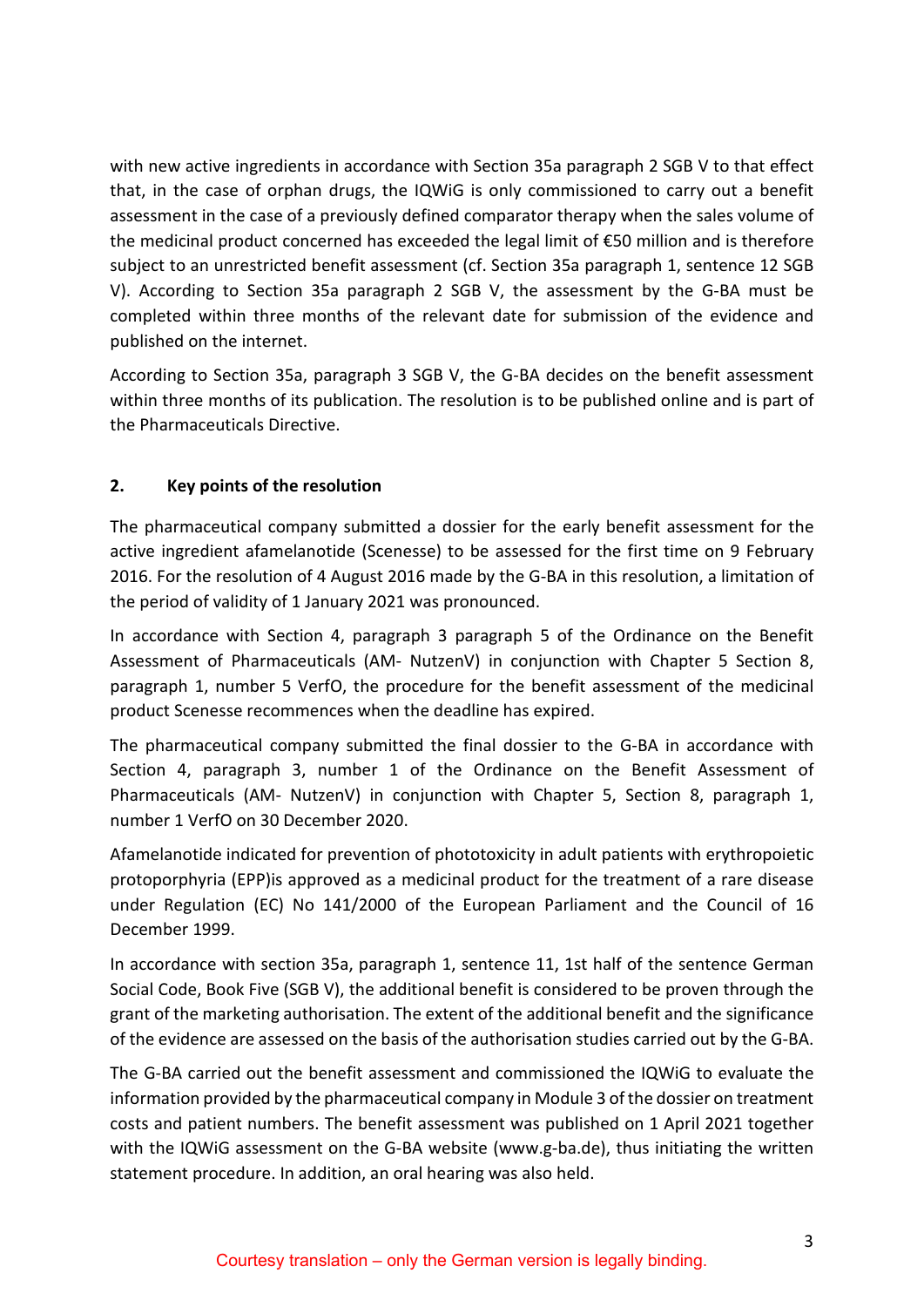with new active ingredients in accordance with Section 35a paragraph 2 SGB V to that effect that, in the case of orphan drugs, the IQWiG is only commissioned to carry out a benefit assessment in the case of a previously defined comparator therapy when the sales volume of the medicinal product concerned has exceeded the legal limit of €50 million and is therefore subject to an unrestricted benefit assessment (cf. Section 35a paragraph 1, sentence 12 SGB V). According to Section 35a paragraph 2 SGB V, the assessment by the G-BA must be completed within three months of the relevant date for submission of the evidence and published on the internet.

According to Section 35a, paragraph 3 SGB V, the G-BA decides on the benefit assessment within three months of its publication. The resolution is to be published online and is part of the Pharmaceuticals Directive.

## 2. Key points of the resolution

The pharmaceutical company submitted a dossier for the early benefit assessment for the active ingredient afamelanotide (Scenesse) to be assessed for the first time on 9 February 2016. For the resolution of 4 August 2016 made by the G-BA in this resolution, a limitation of the period of validity of 1 January 2021 was pronounced.

In accordance with Section 4, paragraph 3 paragraph 5 of the Ordinance on the Benefit Assessment of Pharmaceuticals (AM- NutzenV) in conjunction with Chapter 5 Section 8, paragraph 1, number 5 VerfO, the procedure for the benefit assessment of the medicinal product Scenesse recommences when the deadline has expired.

The pharmaceutical company submitted the final dossier to the G-BA in accordance with Section 4, paragraph 3, number 1 of the Ordinance on the Benefit Assessment of Pharmaceuticals (AM- NutzenV) in conjunction with Chapter 5, Section 8, paragraph 1, number 1 VerfO on 30 December 2020.

Afamelanotide indicated for prevention of phototoxicity in adult patients with erythropoietic protoporphyria (EPP)is approved as a medicinal product for the treatment of a rare disease under Regulation (EC) No 141/2000 of the European Parliament and the Council of 16 December 1999.

In accordance with section 35a, paragraph 1, sentence 11, 1st half of the sentence German Social Code, Book Five (SGB V), the additional benefit is considered to be proven through the grant of the marketing authorisation. The extent of the additional benefit and the significance of the evidence are assessed on the basis of the authorisation studies carried out by the G-BA.

The G-BA carried out the benefit assessment and commissioned the IQWiG to evaluate the information provided by the pharmaceutical company in Module 3 of the dossier on treatment costs and patient numbers. The benefit assessment was published on 1 April 2021 together with the IQWiG assessment on the G-BA website (www.g-ba.de), thus initiating the written statement procedure. In addition, an oral hearing was also held.

Courtesy translation – only the German version is legally binding.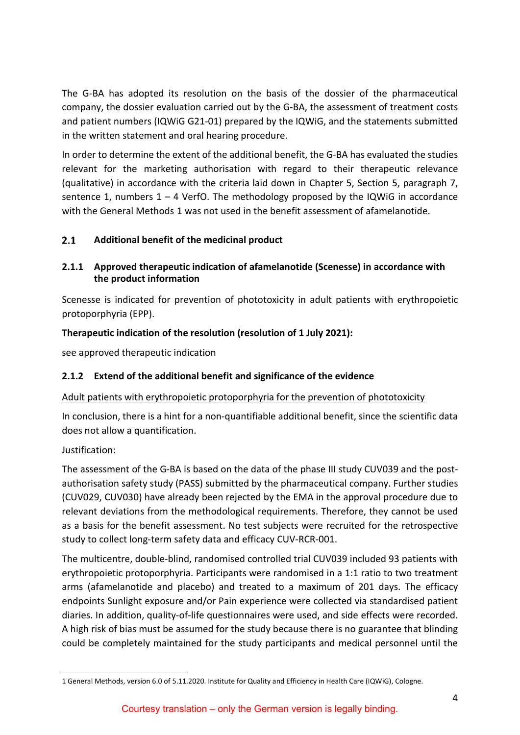The G-BA has adopted its resolution on the basis of the dossier of the pharmaceutical company, the dossier evaluation carried out by the G-BA, the assessment of treatment costs and patient numbers (IQWiG G21-01) prepared by the IQWiG, and the statements submitted in the written statement and oral hearing procedure.

In order to determine the extent of the additional benefit, the G-BA has evaluated the studies relevant for the marketing authorisation with regard to their therapeutic relevance (qualitative) in accordance with the criteria laid down in Chapter 5, Section 5, paragraph 7, sentence 1, numbers 1 – 4 VerfO. The methodology proposed by the IQWiG in accordance with the General Methods [1] was not used in the benefit assessment of afamelanotide.

## 2.1 Additional benefit of the medicinal product

### 2.1.1 Approved therapeutic indication of afamelanotide (Scenesse) in accordance with the product information

Scenesse is indicated for prevention of phototoxicity in adult patients with erythropoietic protoporphyria (EPP).

**Therapeutic indication of the resolution (resolution of 1 July 2021):**

see approved therapeutic indication

### 2.1.2 Extend of the additional benefit and significance of the evidence

<u>Adult patients with erythropoietic protoporphyria for the prevention of phototoxicity</u>

In conclusion, there is a hint for a non-quantifiable additional benefit, since the scientific data does not allow a quantification.

Justification:

The assessment of the G-BA is based on the data of the phase III study CUV039 and the post-authorisation safety study (PASS) submitted by the pharmaceutical company. Further studies (CUV029, CUV030) have already been rejected by the EMA in the approval procedure due to relevant deviations from the methodological requirements. Therefore, they cannot be used as a basis for the benefit assessment. No test subjects were recruited for the retrospective study to collect long-term safety data and efficacy CUV-RCR-001.

The multicentre, double-blind, randomised controlled trial CUV039 included 93 patients with erythropoietic protoporphyria. Participants were randomised in a 1:1 ratio to two treatment arms (afamelanotide and placebo) and treated to a maximum of 201 days. The efficacy endpoints Sunlight exposure and/or Pain experience were collected via standardised patient diaries. In addition, quality-of-life questionnaires were used, and side effects were recorded. A high risk of bias must be assumed for the study because there is no guarantee that blinding could be completely maintained for the study participants and medical personnel until the

---

[1] General Methods, version 6.0 of 5.11.2020. Institute for Quality and Efficiency in Health Care (IQWiG), Cologne.

Courtesy translation – only the German version is legally binding.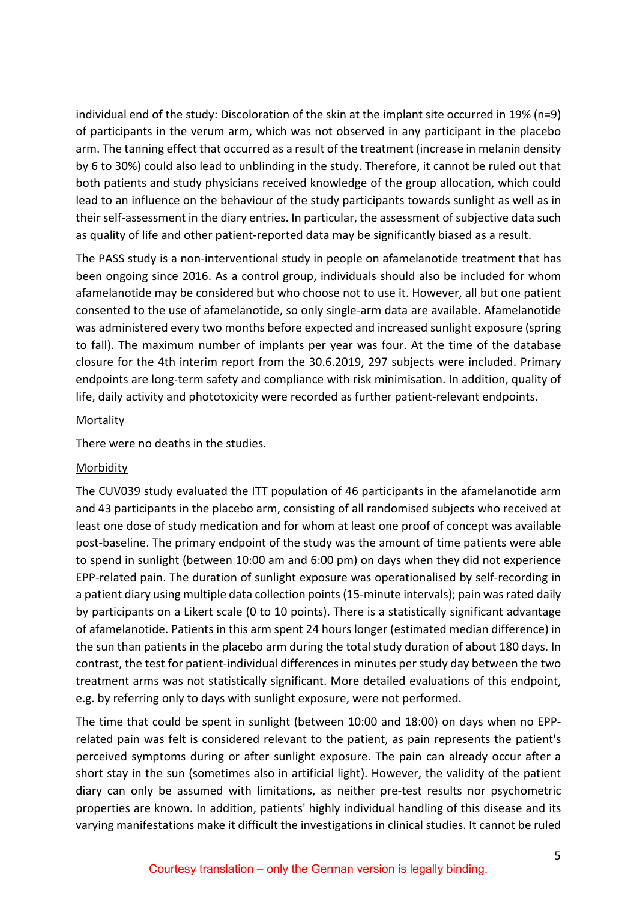individual end of the study: Discoloration of the skin at the implant site occurred in 19% (n=9) of participants in the verum arm, which was not observed in any participant in the placebo arm. The tanning effect that occurred as a result of the treatment (increase in melanin density by 6 to 30%) could also lead to unblinding in the study. Therefore, it cannot be ruled out that both patients and study physicians received knowledge of the group allocation, which could lead to an influence on the behaviour of the study participants towards sunlight as well as in their self-assessment in the diary entries. In particular, the assessment of subjective data such as quality of life and other patient-reported data may be significantly biased as a result.

The PASS study is a non-interventional study in people on afamelanotide treatment that has been ongoing since 2016. As a control group, individuals should also be included for whom afamelanotide may be considered but who choose not to use it. However, all but one patient consented to the use of afamelanotide, so only single-arm data are available. Afamelanotide was administered every two months before expected and increased sunlight exposure (spring to fall). The maximum number of implants per year was four. At the time of the database closure for the 4th interim report from the 30.6.2019, 297 subjects were included. Primary endpoints are long-term safety and compliance with risk minimisation. In addition, quality of life, daily activity and phototoxicity were recorded as further patient-relevant endpoints.

<u>Mortality</u>

There were no deaths in the studies.

<u>Morbidity</u>

The CUV039 study evaluated the ITT population of 46 participants in the afamelanotide arm and 43 participants in the placebo arm, consisting of all randomised subjects who received at least one dose of study medication and for whom at least one proof of concept was available post-baseline. The primary endpoint of the study was the amount of time patients were able to spend in sunlight (between 10:00 am and 6:00 pm) on days when they did not experience EPP-related pain. The duration of sunlight exposure was operationalised by self-recording in a patient diary using multiple data collection points (15-minute intervals); pain was rated daily by participants on a Likert scale (0 to 10 points). There is a statistically significant advantage of afamelanotide. Patients in this arm spent 24 hours longer (estimated median difference) in the sun than patients in the placebo arm during the total study duration of about 180 days. In contrast, the test for patient-individual differences in minutes per study day between the two treatment arms was not statistically significant. More detailed evaluations of this endpoint, e.g. by referring only to days with sunlight exposure, were not performed.

The time that could be spent in sunlight (between 10:00 and 18:00) on days when no EPP-related pain was felt is considered relevant to the patient, as pain represents the patient's perceived symptoms during or after sunlight exposure. The pain can already occur after a short stay in the sun (sometimes also in artificial light). However, the validity of the patient diary can only be assumed with limitations, as neither pre-test results nor psychometric properties are known. In addition, patients' highly individual handling of this disease and its varying manifestations make it difficult the investigations in clinical studies. It cannot be ruled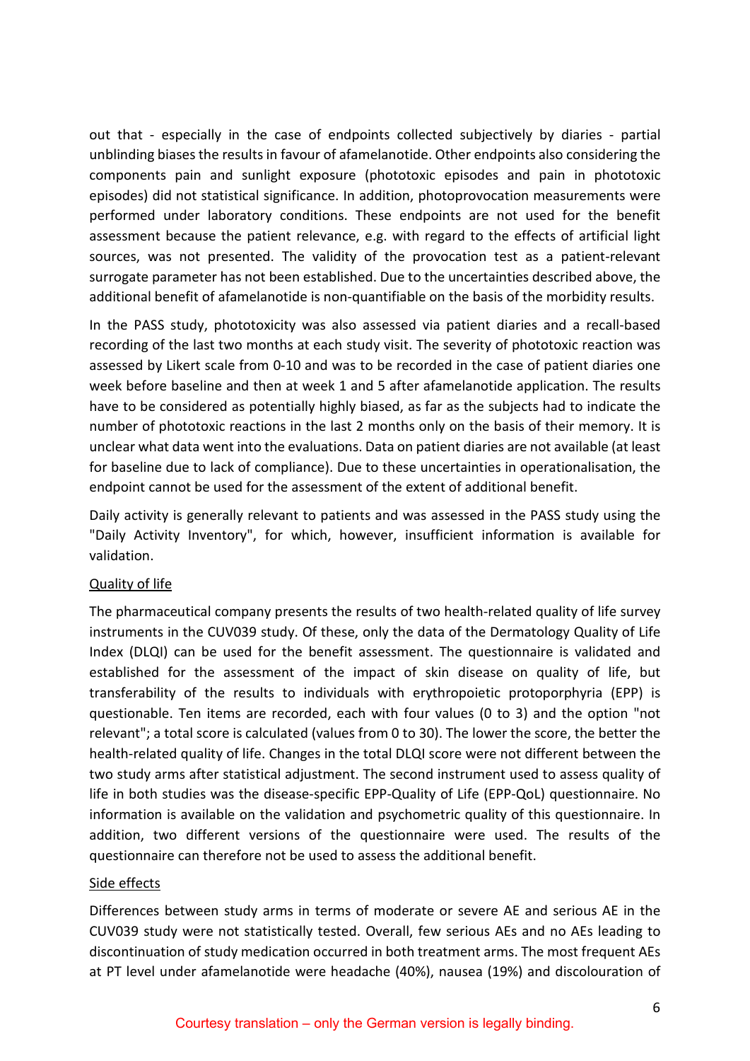out that - especially in the case of endpoints collected subjectively by diaries - partial unblinding biases the results in favour of afamelanotide. Other endpoints also considering the components pain and sunlight exposure (phototoxic episodes and pain in phototoxic episodes) did not statistical significance. In addition, photoprovocation measurements were performed under laboratory conditions. These endpoints are not used for the benefit assessment because the patient relevance, e.g. with regard to the effects of artificial light sources, was not presented. The validity of the provocation test as a patient-relevant surrogate parameter has not been established. Due to the uncertainties described above, the additional benefit of afamelanotide is non-quantifiable on the basis of the morbidity results.

In the PASS study, phototoxicity was also assessed via patient diaries and a recall-based recording of the last two months at each study visit. The severity of phototoxic reaction was assessed by Likert scale from 0-10 and was to be recorded in the case of patient diaries one week before baseline and then at week 1 and 5 after afamelanotide application. The results have to be considered as potentially highly biased, as far as the subjects had to indicate the number of phototoxic reactions in the last 2 months only on the basis of their memory. It is unclear what data went into the evaluations. Data on patient diaries are not available (at least for baseline due to lack of compliance). Due to these uncertainties in operationalisation, the endpoint cannot be used for the assessment of the extent of additional benefit.

Daily activity is generally relevant to patients and was assessed in the PASS study using the "Daily Activity Inventory", for which, however, insufficient information is available for validation.

<u>Quality of life</u>

The pharmaceutical company presents the results of two health-related quality of life survey instruments in the CUV039 study. Of these, only the data of the Dermatology Quality of Life Index (DLQI) can be used for the benefit assessment. The questionnaire is validated and established for the assessment of the impact of skin disease on quality of life, but transferability of the results to individuals with erythropoietic protoporphyria (EPP) is questionable. Ten items are recorded, each with four values (0 to 3) and the option "not relevant"; a total score is calculated (values from 0 to 30). The lower the score, the better the health-related quality of life. Changes in the total DLQI score were not different between the two study arms after statistical adjustment. The second instrument used to assess quality of life in both studies was the disease-specific EPP-Quality of Life (EPP-QoL) questionnaire. No information is available on the validation and psychometric quality of this questionnaire. In addition, two different versions of the questionnaire were used. The results of the questionnaire can therefore not be used to assess the additional benefit.

<u>Side effects</u>

Differences between study arms in terms of moderate or severe AE and serious AE in the CUV039 study were not statistically tested. Overall, few serious AEs and no AEs leading to discontinuation of study medication occurred in both treatment arms. The most frequent AEs at PT level under afamelanotide were headache (40%), nausea (19%) and discolouration of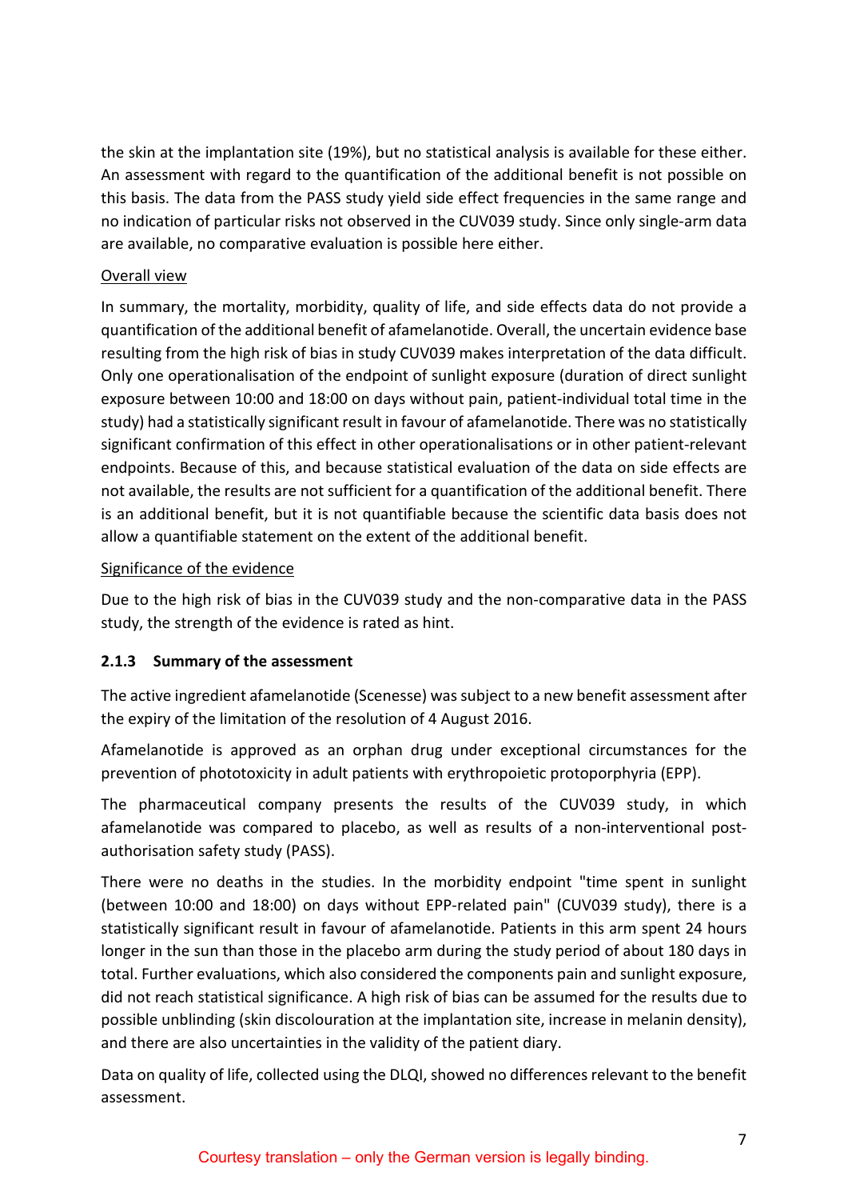the skin at the implantation site (19%), but no statistical analysis is available for these either. An assessment with regard to the quantification of the additional benefit is not possible on this basis. The data from the PASS study yield side effect frequencies in the same range and no indication of particular risks not observed in the CUV039 study. Since only single-arm data are available, no comparative evaluation is possible here either.

Overall view

In summary, the mortality, morbidity, quality of life, and side effects data do not provide a quantification of the additional benefit of afamelanotide. Overall, the uncertain evidence base resulting from the high risk of bias in study CUV039 makes interpretation of the data difficult. Only one operationalisation of the endpoint of sunlight exposure (duration of direct sunlight exposure between 10:00 and 18:00 on days without pain, patient-individual total time in the study) had a statistically significant result in favour of afamelanotide. There was no statistically significant confirmation of this effect in other operationalisations or in other patient-relevant endpoints. Because of this, and because statistical evaluation of the data on side effects are not available, the results are not sufficient for a quantification of the additional benefit. There is an additional benefit, but it is not quantifiable because the scientific data basis does not allow a quantifiable statement on the extent of the additional benefit.

Significance of the evidence

Due to the high risk of bias in the CUV039 study and the non-comparative data in the PASS study, the strength of the evidence is rated as hint.

### 2.1.3 Summary of the assessment

The active ingredient afamelanotide (Scenesse) was subject to a new benefit assessment after the expiry of the limitation of the resolution of 4 August 2016.

Afamelanotide is approved as an orphan drug under exceptional circumstances for the prevention of phototoxicity in adult patients with erythropoietic protoporphyria (EPP).

The pharmaceutical company presents the results of the CUV039 study, in which afamelanotide was compared to placebo, as well as results of a non-interventional post-authorisation safety study (PASS).

There were no deaths in the studies. In the morbidity endpoint "time spent in sunlight (between 10:00 and 18:00) on days without EPP-related pain" (CUV039 study), there is a statistically significant result in favour of afamelanotide. Patients in this arm spent 24 hours longer in the sun than those in the placebo arm during the study period of about 180 days in total. Further evaluations, which also considered the components pain and sunlight exposure, did not reach statistical significance. A high risk of bias can be assumed for the results due to possible unblinding (skin discolouration at the implantation site, increase in melanin density), and there are also uncertainties in the validity of the patient diary.

Data on quality of life, collected using the DLQI, showed no differences relevant to the benefit assessment.

Courtesy translation – only the German version is legally binding.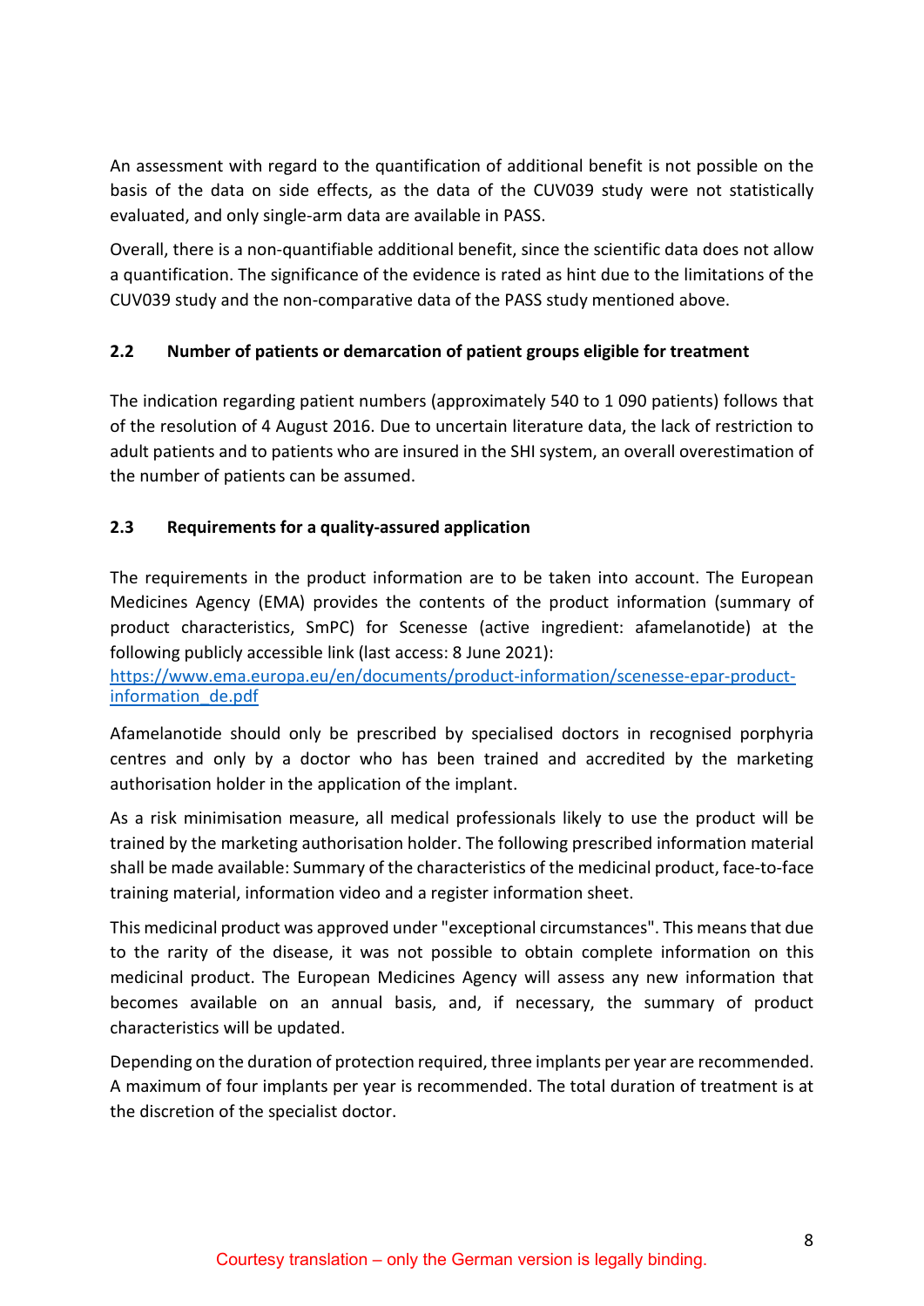An assessment with regard to the quantification of additional benefit is not possible on the basis of the data on side effects, as the data of the CUV039 study were not statistically evaluated, and only single-arm data are available in PASS.

Overall, there is a non-quantifiable additional benefit, since the scientific data does not allow a quantification. The significance of the evidence is rated as hint due to the limitations of the CUV039 study and the non-comparative data of the PASS study mentioned above.

## 2.2 Number of patients or demarcation of patient groups eligible for treatment

The indication regarding patient numbers (approximately 540 to 1 090 patients) follows that of the resolution of 4 August 2016. Due to uncertain literature data, the lack of restriction to adult patients and to patients who are insured in the SHI system, an overall overestimation of the number of patients can be assumed.

## 2.3 Requirements for a quality-assured application

The requirements in the product information are to be taken into account. The European Medicines Agency (EMA) provides the contents of the product information (summary of product characteristics, SmPC) for Scenesse (active ingredient: afamelanotide) at the following publicly accessible link (last access: 8 June 2021):
[https://www.ema.europa.eu/en/documents/product-information/scenesse-epar-product-information_de.pdf](https://www.ema.europa.eu/en/documents/product-information/scenesse-epar-product-information_de.pdf)

Afamelanotide should only be prescribed by specialised doctors in recognised porphyria centres and only by a doctor who has been trained and accredited by the marketing authorisation holder in the application of the implant.

As a risk minimisation measure, all medical professionals likely to use the product will be trained by the marketing authorisation holder. The following prescribed information material shall be made available: Summary of the characteristics of the medicinal product, face-to-face training material, information video and a register information sheet.

This medicinal product was approved under "exceptional circumstances". This means that due to the rarity of the disease, it was not possible to obtain complete information on this medicinal product. The European Medicines Agency will assess any new information that becomes available on an annual basis, and, if necessary, the summary of product characteristics will be updated.

Depending on the duration of protection required, three implants per year are recommended. A maximum of four implants per year is recommended. The total duration of treatment is at the discretion of the specialist doctor.

Courtesy translation – only the German version is legally binding.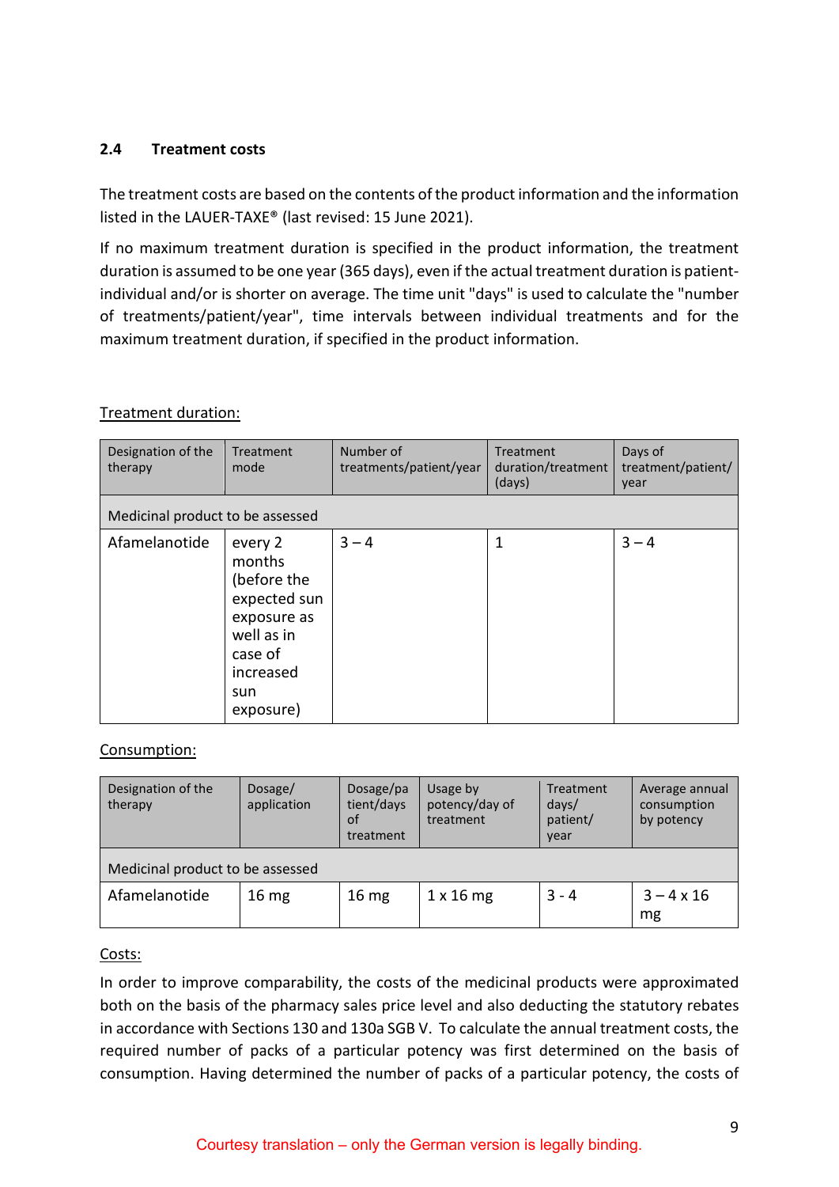## 2.4 Treatment costs

The treatment costs are based on the contents of the product information and the information listed in the LAUER-TAXE® (last revised: 15 June 2021).

If no maximum treatment duration is specified in the product information, the treatment duration is assumed to be one year (365 days), even if the actual treatment duration is patient-individual and/or is shorter on average. The time unit "days" is used to calculate the "number of treatments/patient/year", time intervals between individual treatments and for the maximum treatment duration, if specified in the product information.

Treatment duration:

| Designation of the therapy | Treatment mode | Number of treatments/patient/year | Treatment duration/treatment (days) | Days of treatment/patient/ year |
|---|---|---|---|---|
| Medicinal product to be assessed | | | | |
| Afamelanotide | every 2 months (before the expected sun exposure as well as in case of increased sun exposure) | 3 – 4 | 1 | 3 – 4 |

Consumption:

| Designation of the therapy | Dosage/ application | Dosage/patient/days of treatment | Usage by potency/day of treatment | Treatment days/ patient/ year | Average annual consumption by potency |
|---|---|---|---|---|---|
| Medicinal product to be assessed | | | | | |
| Afamelanotide | 16 mg | 16 mg | 1 x 16 mg | 3 - 4 | 3 – 4 x 16 mg |

Costs:

In order to improve comparability, the costs of the medicinal products were approximated both on the basis of the pharmacy sales price level and also deducting the statutory rebates in accordance with Sections 130 and 130a SGB V. To calculate the annual treatment costs, the required number of packs of a particular potency was first determined on the basis of consumption. Having determined the number of packs of a particular potency, the costs of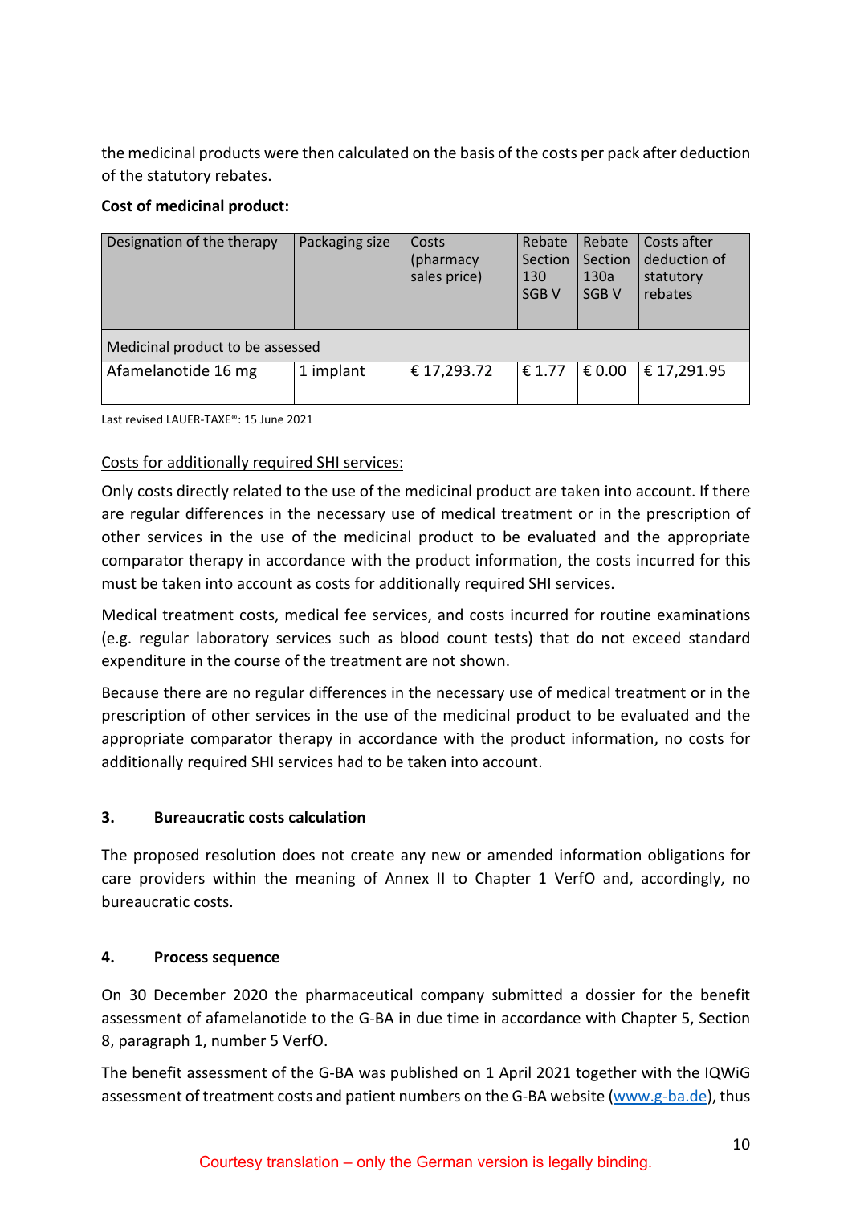the medicinal products were then calculated on the basis of the costs per pack after deduction of the statutory rebates.

**Cost of medicinal product:**

| Designation of the therapy | Packaging size | Costs (pharmacy sales price) | Rebate Section 130 SGB V | Rebate Section 130a SGB V | Costs after deduction of statutory rebates |
|---|---|---|---|---|---|
| Medicinal product to be assessed | | | | | |
| Afamelanotide 16 mg | 1 implant | € 17,293.72 | € 1.77 | € 0.00 | € 17,291.95 |

Last revised LAUER-TAXE®: 15 June 2021

Costs for additionally required SHI services:

Only costs directly related to the use of the medicinal product are taken into account. If there are regular differences in the necessary use of medical treatment or in the prescription of other services in the use of the medicinal product to be evaluated and the appropriate comparator therapy in accordance with the product information, the costs incurred for this must be taken into account as costs for additionally required SHI services.

Medical treatment costs, medical fee services, and costs incurred for routine examinations (e.g. regular laboratory services such as blood count tests) that do not exceed standard expenditure in the course of the treatment are not shown.

Because there are no regular differences in the necessary use of medical treatment or in the prescription of other services in the use of the medicinal product to be evaluated and the appropriate comparator therapy in accordance with the product information, no costs for additionally required SHI services had to be taken into account.

### 3. Bureaucratic costs calculation

The proposed resolution does not create any new or amended information obligations for care providers within the meaning of Annex II to Chapter 1 VerfO and, accordingly, no bureaucratic costs.

### 4. Process sequence

On 30 December 2020 the pharmaceutical company submitted a dossier for the benefit assessment of afamelanotide to the G-BA in due time in accordance with Chapter 5, Section 8, paragraph 1, number 5 VerfO.

The benefit assessment of the G-BA was published on 1 April 2021 together with the IQWiG assessment of treatment costs and patient numbers on the G-BA website (www.g-ba.de), thus

Courtesy translation – only the German version is legally binding.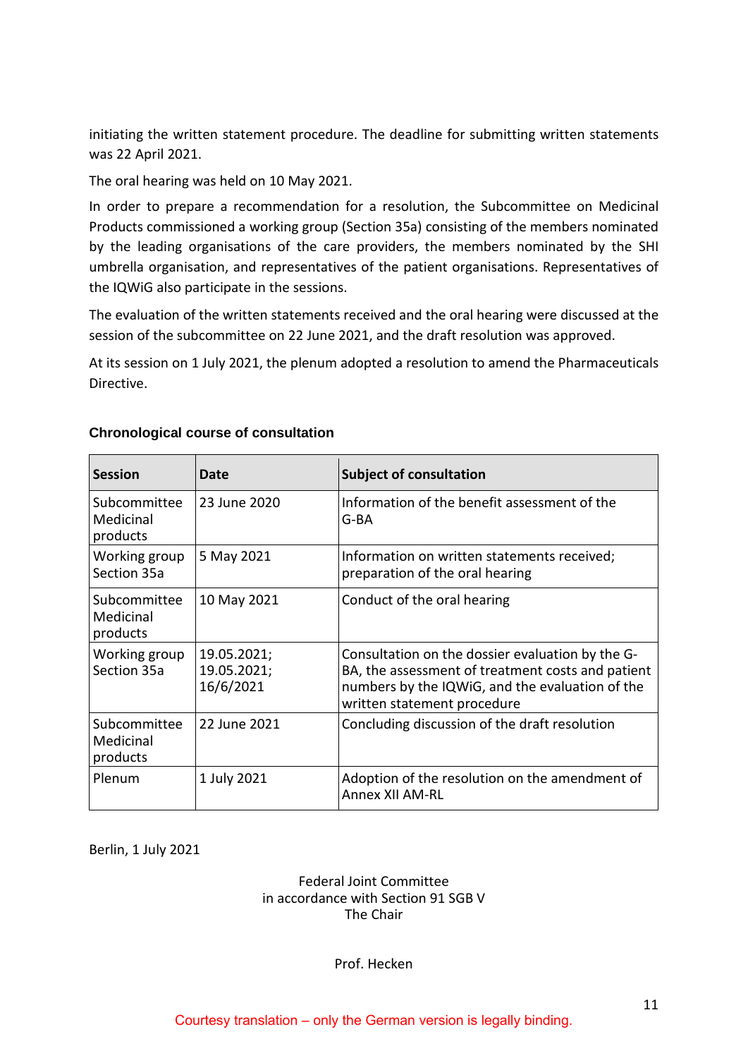initiating the written statement procedure. The deadline for submitting written statements was 22 April 2021.

The oral hearing was held on 10 May 2021.

In order to prepare a recommendation for a resolution, the Subcommittee on Medicinal Products commissioned a working group (Section 35a) consisting of the members nominated by the leading organisations of the care providers, the members nominated by the SHI umbrella organisation, and representatives of the patient organisations. Representatives of the IQWiG also participate in the sessions.

The evaluation of the written statements received and the oral hearing were discussed at the session of the subcommittee on 22 June 2021, and the draft resolution was approved.

At its session on 1 July 2021, the plenum adopted a resolution to amend the Pharmaceuticals Directive.

**Chronological course of consultation**

| Session | Date | Subject of consultation |
|---|---|---|
| Subcommittee Medicinal products | 23 June 2020 | Information of the benefit assessment of the G-BA |
| Working group Section 35a | 5 May 2021 | Information on written statements received; preparation of the oral hearing |
| Subcommittee Medicinal products | 10 May 2021 | Conduct of the oral hearing |
| Working group Section 35a | 19.05.2021; 19.05.2021; 16/6/2021 | Consultation on the dossier evaluation by the G-BA, the assessment of treatment costs and patient numbers by the IQWiG, and the evaluation of the written statement procedure |
| Subcommittee Medicinal products | 22 June 2021 | Concluding discussion of the draft resolution |
| Plenum | 1 July 2021 | Adoption of the resolution on the amendment of Annex XII AM-RL |

Berlin, 1 July 2021

Federal Joint Committee
in accordance with Section 91 SGB V
The Chair

Prof. Hecken

Courtesy translation – only the German version is legally binding.